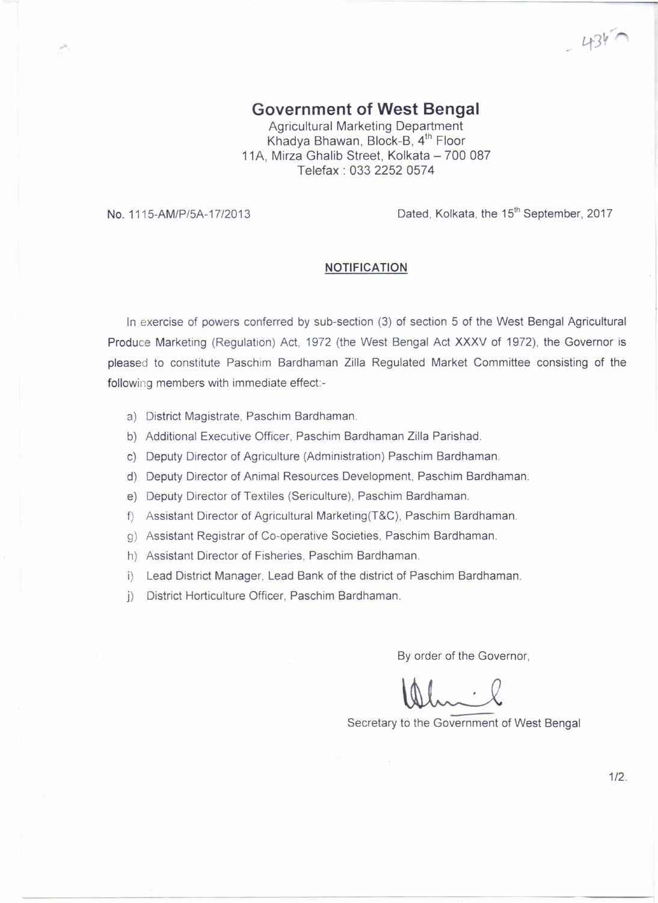# Government of West Bengal

Agricultural Marketing Department
Khadya Bhawan, Block-B, 4th Floor
11A, Mirza Ghalib Street, Kolkata – 700 087
Telefax : 033 2252 0574

No. 1115-AM/P/5A-17/2013 Dated, Kolkata, the 15th September, 2017

## NOTIFICATION

In exercise of powers conferred by sub-section (3) of section 5 of the West Bengal Agricultural Produce Marketing (Regulation) Act, 1972 (the West Bengal Act XXXV of 1972), the Governor is pleased to constitute Paschim Bardhaman Zilla Regulated Market Committee consisting of the following members with immediate effect:-

a) District Magistrate, Paschim Bardhaman.
b) Additional Executive Officer, Paschim Bardhaman Zilla Parishad.
c) Deputy Director of Agriculture (Administration) Paschim Bardhaman.
d) Deputy Director of Animal Resources Development, Paschim Bardhaman.
e) Deputy Director of Textiles (Sericulture), Paschim Bardhaman.
f) Assistant Director of Agricultural Marketing(T&C), Paschim Bardhaman.
g) Assistant Registrar of Co-operative Societies, Paschim Bardhaman.
h) Assistant Director of Fisheries, Paschim Bardhaman.
i) Lead District Manager, Lead Bank of the district of Paschim Bardhaman.
j) District Horticulture Officer, Paschim Bardhaman.

By order of the Governor,

Secretary to the Government of West Bengal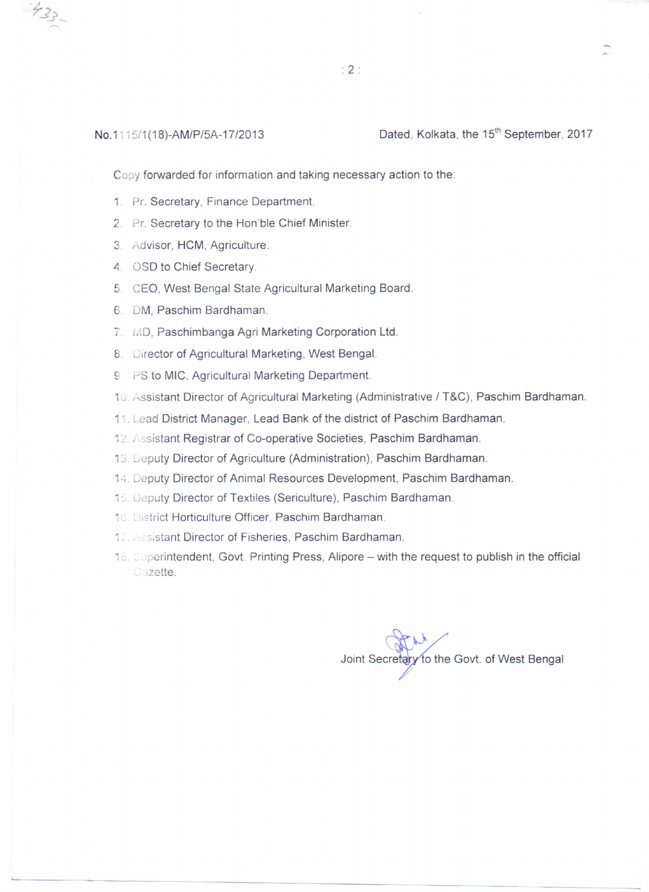No.1115/1(18)-AM/P/5A-17/2013 Dated, Kolkata, the 15th September, 2017

Copy forwarded for information and taking necessary action to the:

1. Pr. Secretary, Finance Department.
2. Pr. Secretary to the Hon'ble Chief Minister.
3. Advisor, HCM, Agriculture.
4. OSD to Chief Secretary.
5. CEO, West Bengal State Agricultural Marketing Board.
6. DM, Paschim Bardhaman.
7. MD, Paschimbanga Agri Marketing Corporation Ltd.
8. Director of Agricultural Marketing, West Bengal.
9. PS to MIC, Agricultural Marketing Department.
10. Assistant Director of Agricultural Marketing (Administrative / T&C), Paschim Bardhaman.
11. Lead District Manager, Lead Bank of the district of Paschim Bardhaman.
12. Assistant Registrar of Co-operative Societies, Paschim Bardhaman.
13. Deputy Director of Agriculture (Administration), Paschim Bardhaman.
14. Deputy Director of Animal Resources Development, Paschim Bardhaman.
15. Deputy Director of Textiles (Sericulture), Paschim Bardhaman.
16. District Horticulture Officer, Paschim Bardhaman.
17. Assistant Director of Fisheries, Paschim Bardhaman.
18. Superintendent, Govt. Printing Press, Alipore – with the request to publish in the official Gazette.

Joint Secretary to the Govt. of West Bengal